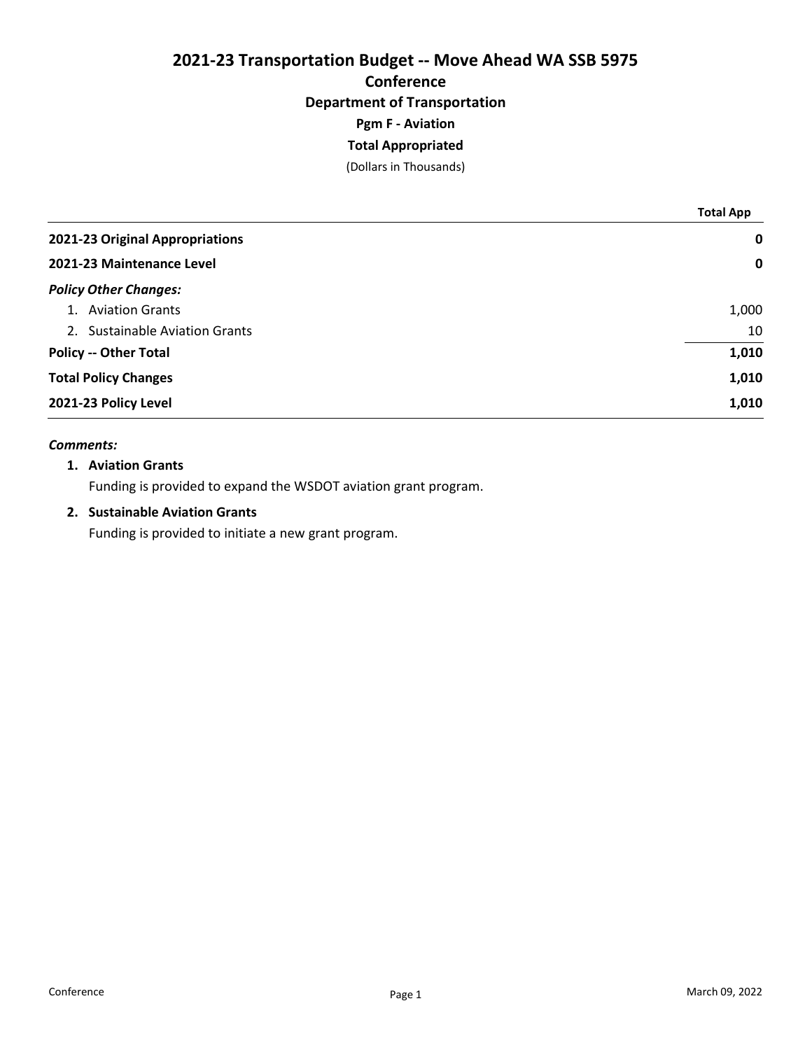# 2021-23 Transportation Budget -- Move Ahead WA SSB 5975

## Conference

### Department of Transportation

### Pgm F - Aviation

### Total Appropriated

(Dollars in Thousands)

| | Total App |
|---|---|
| **2021-23 Original Appropriations** | **0** |
| **2021-23 Maintenance Level** | **0** |
| ***Policy Other Changes:*** | |
| 1. Aviation Grants | 1,000 |
| 2. Sustainable Aviation Grants | 10 |
| **Policy -- Other Total** | **1,010** |
| **Total Policy Changes** | **1,010** |
| **2021-23 Policy Level** | **1,010** |

***Comments:***

**1. Aviation Grants**

Funding is provided to expand the WSDOT aviation grant program.

**2. Sustainable Aviation Grants**

Funding is provided to initiate a new grant program.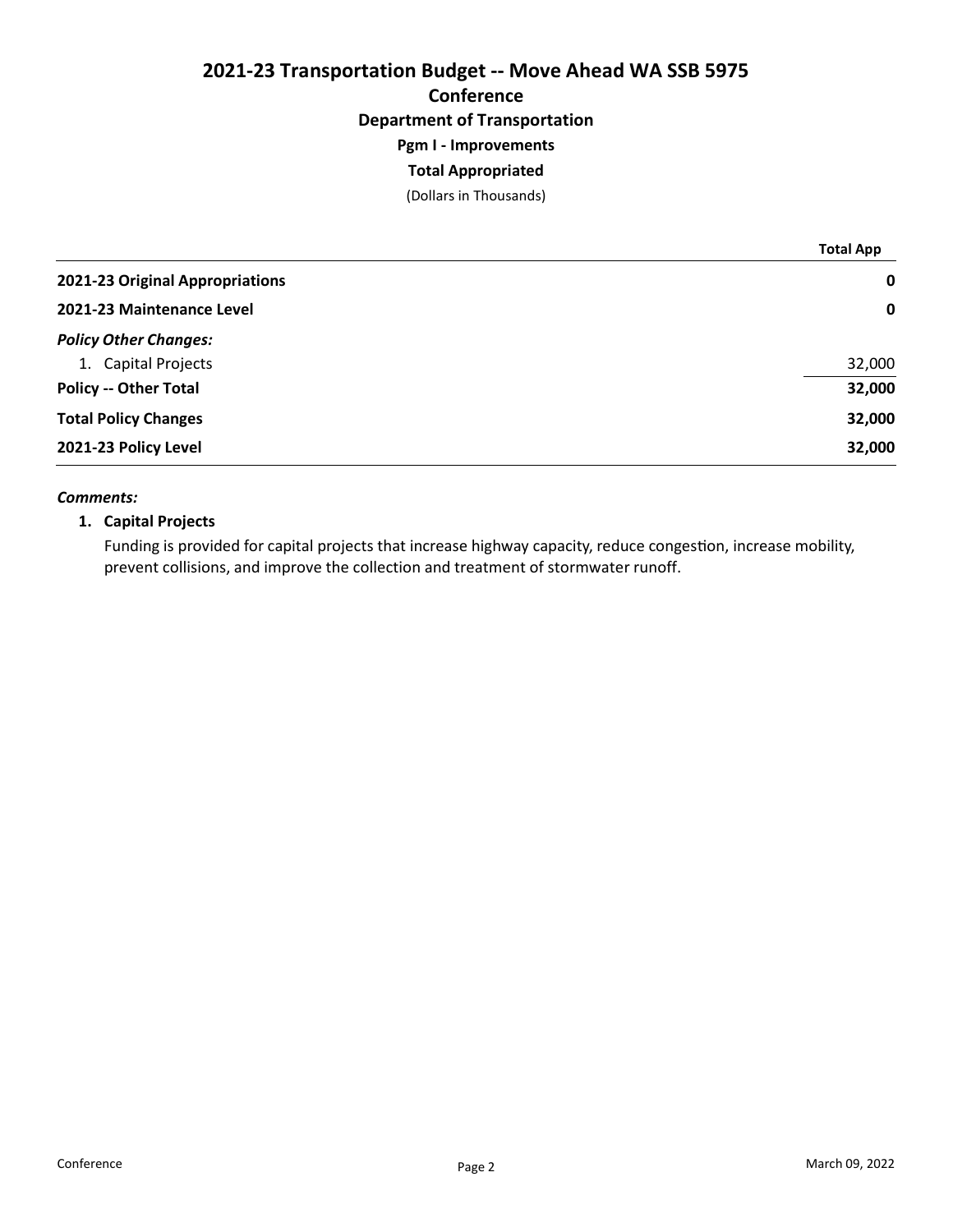# 2021-23 Transportation Budget -- Move Ahead WA SSB 5975

## Conference

### Department of Transportation

### Pgm I - Improvements

### Total Appropriated

(Dollars in Thousands)

| | Total App |
|---|---|
| **2021-23 Original Appropriations** | **0** |
| **2021-23 Maintenance Level** | **0** |
| ***Policy Other Changes:*** | |
| 1. Capital Projects | 32,000 |
| **Policy -- Other Total** | **32,000** |
| **Total Policy Changes** | **32,000** |
| **2021-23 Policy Level** | **32,000** |

***Comments:***

1. **Capital Projects**

   Funding is provided for capital projects that increase highway capacity, reduce congestion, increase mobility, prevent collisions, and improve the collection and treatment of stormwater runoff.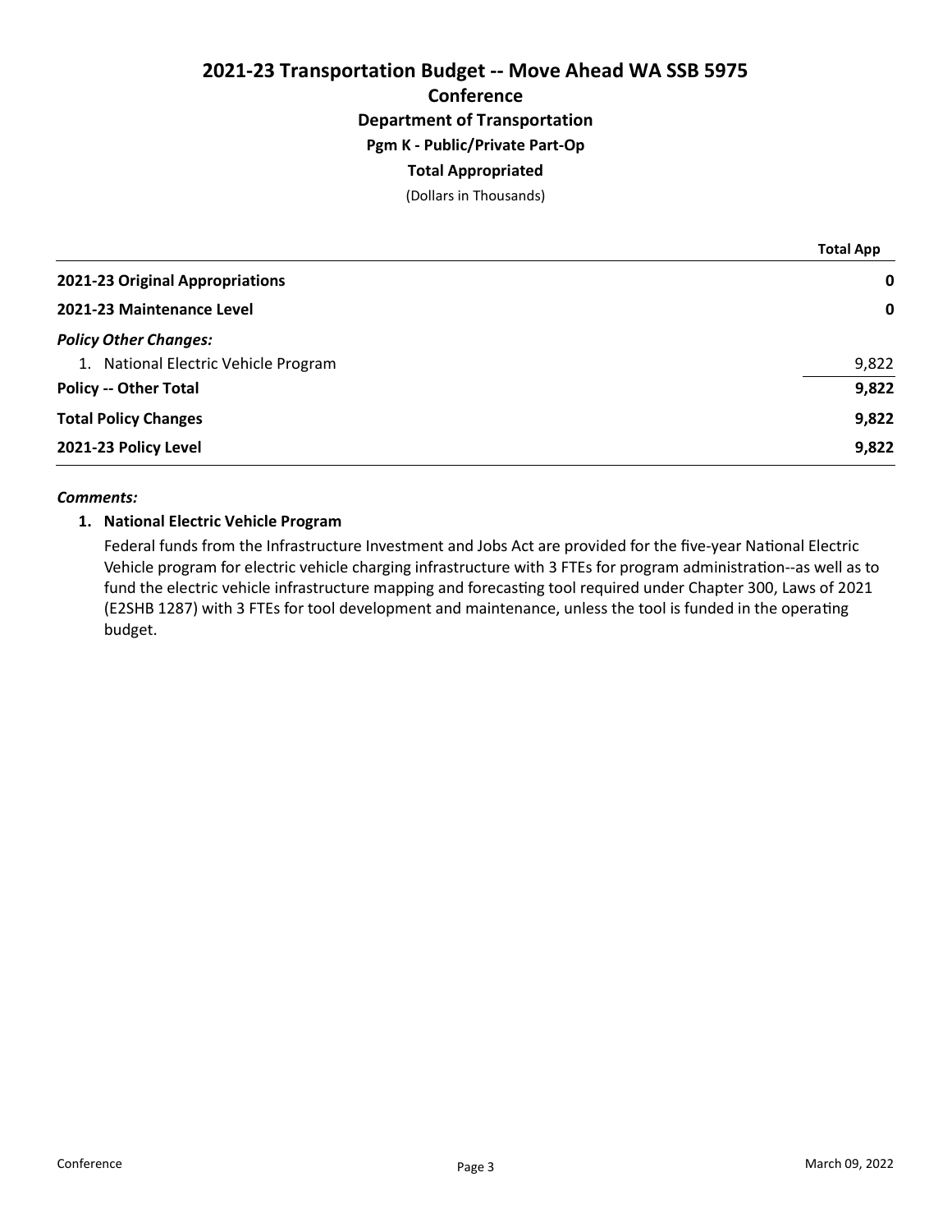# 2021-23 Transportation Budget -- Move Ahead WA SSB 5975

## Conference

### Department of Transportation

### Pgm K - Public/Private Part-Op

### Total Appropriated

(Dollars in Thousands)

| | Total App |
|---|---|
| **2021-23 Original Appropriations** | **0** |
| **2021-23 Maintenance Level** | **0** |
| ***Policy Other Changes:*** | |
| 1. National Electric Vehicle Program | 9,822 |
| **Policy -- Other Total** | **9,822** |
| **Total Policy Changes** | **9,822** |
| **2021-23 Policy Level** | **9,822** |

***Comments:***

**1. National Electric Vehicle Program**

Federal funds from the Infrastructure Investment and Jobs Act are provided for the five-year National Electric Vehicle program for electric vehicle charging infrastructure with 3 FTEs for program administration--as well as to fund the electric vehicle infrastructure mapping and forecasting tool required under Chapter 300, Laws of 2021 (E2SHB 1287) with 3 FTEs for tool development and maintenance, unless the tool is funded in the operating budget.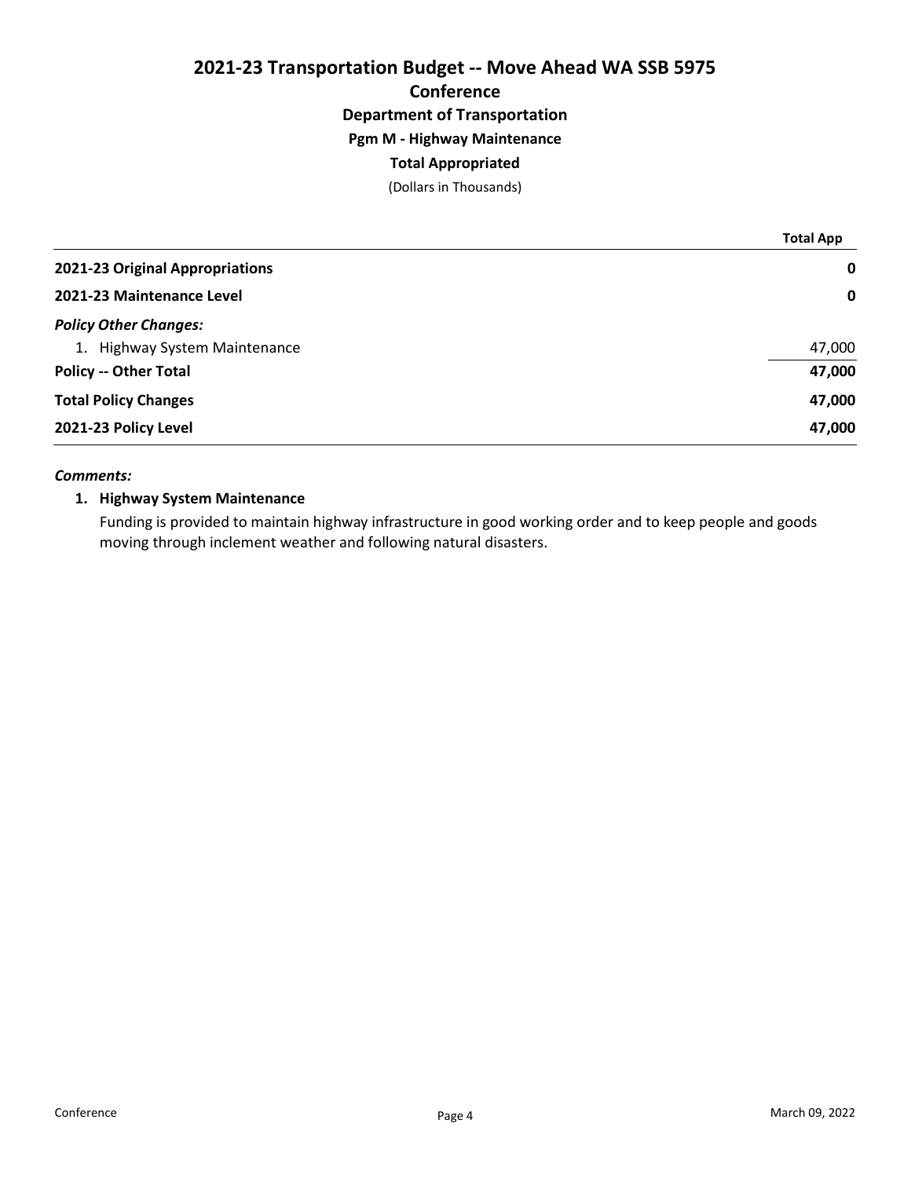# 2021-23 Transportation Budget -- Move Ahead WA SSB 5975

## Conference

### Department of Transportation

### Pgm M - Highway Maintenance

### Total Appropriated

(Dollars in Thousands)

| | Total App |
|---|---|
| **2021-23 Original Appropriations** | **0** |
| **2021-23 Maintenance Level** | **0** |
| ***Policy Other Changes:*** | |
| 1. Highway System Maintenance | 47,000 |
| **Policy -- Other Total** | **47,000** |
| **Total Policy Changes** | **47,000** |
| **2021-23 Policy Level** | **47,000** |

***Comments:***

1. **Highway System Maintenance**

   Funding is provided to maintain highway infrastructure in good working order and to keep people and goods moving through inclement weather and following natural disasters.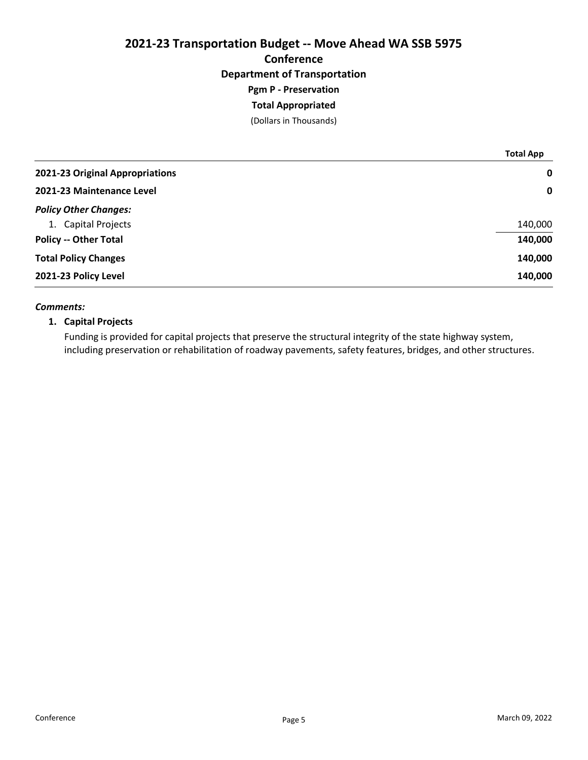# 2021-23 Transportation Budget -- Move Ahead WA SSB 5975

## Conference

### Department of Transportation

### Pgm P - Preservation

### Total Appropriated

(Dollars in Thousands)

| | Total App |
|---|---|
| **2021-23 Original Appropriations** | **0** |
| **2021-23 Maintenance Level** | **0** |
| ***Policy Other Changes:*** | |
| 1. Capital Projects | 140,000 |
| **Policy -- Other Total** | **140,000** |
| **Total Policy Changes** | **140,000** |
| **2021-23 Policy Level** | **140,000** |

***Comments:***

**1. Capital Projects**

Funding is provided for capital projects that preserve the structural integrity of the state highway system, including preservation or rehabilitation of roadway pavements, safety features, bridges, and other structures.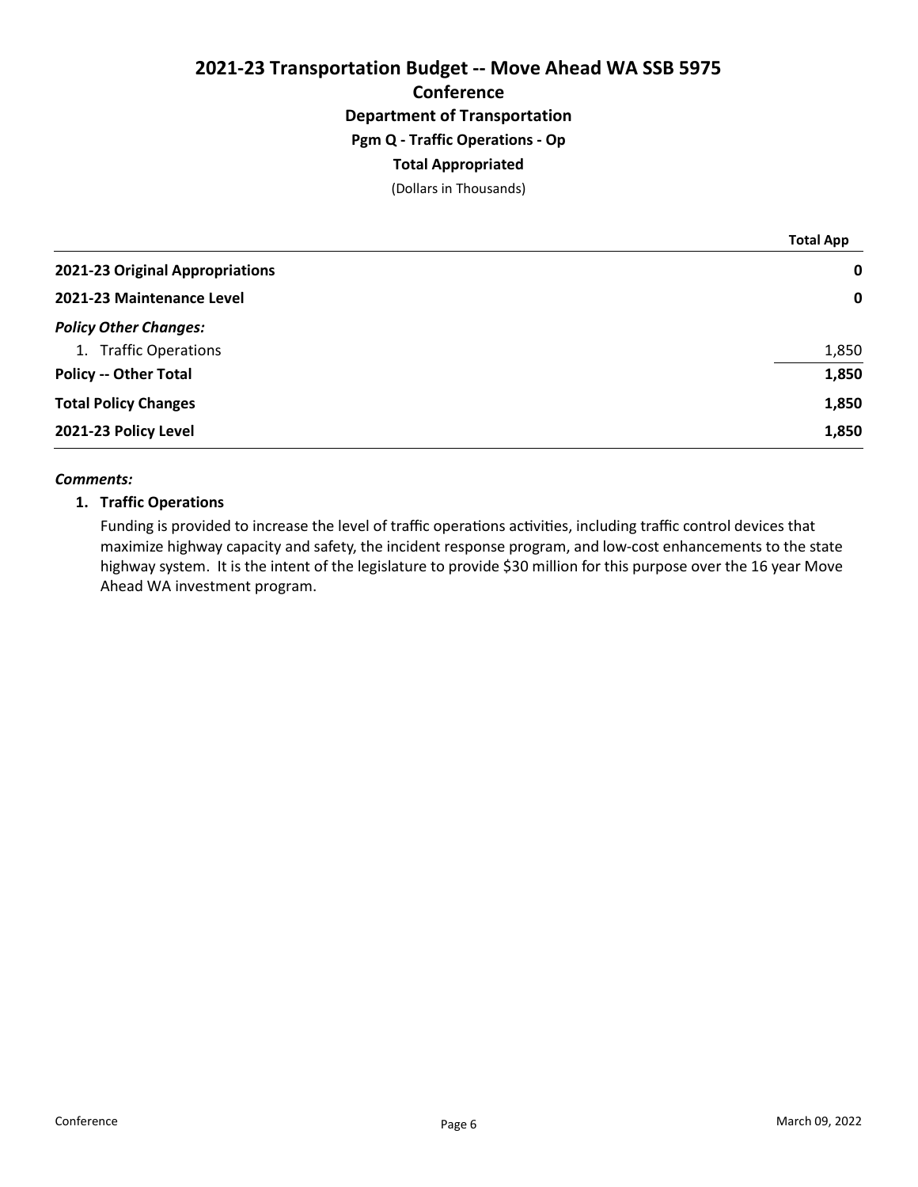# 2021-23 Transportation Budget -- Move Ahead WA SSB 5975

## Conference

### Department of Transportation

### Pgm Q - Traffic Operations - Op

### Total Appropriated

(Dollars in Thousands)

| | Total App |
|---|---|
| **2021-23 Original Appropriations** | **0** |
| **2021-23 Maintenance Level** | **0** |
| ***Policy Other Changes:*** | |
| 1. Traffic Operations | 1,850 |
| **Policy -- Other Total** | **1,850** |
| **Total Policy Changes** | **1,850** |
| **2021-23 Policy Level** | **1,850** |

***Comments:***

**1. Traffic Operations**

Funding is provided to increase the level of traffic operations activities, including traffic control devices that maximize highway capacity and safety, the incident response program, and low-cost enhancements to the state highway system. It is the intent of the legislature to provide $30 million for this purpose over the 16 year Move Ahead WA investment program.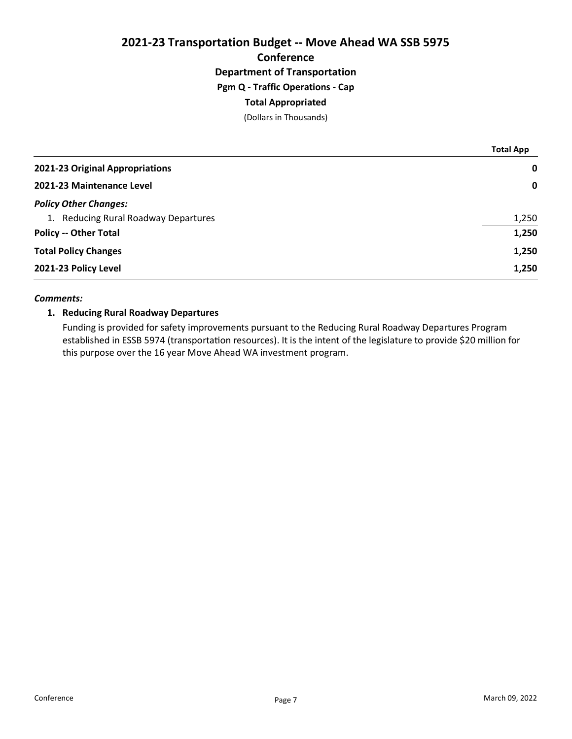# 2021-23 Transportation Budget -- Move Ahead WA SSB 5975

## Conference

### Department of Transportation

### Pgm Q - Traffic Operations - Cap

### Total Appropriated

(Dollars in Thousands)

| | Total App |
|---|---|
| **2021-23 Original Appropriations** | **0** |
| **2021-23 Maintenance Level** | **0** |
| ***Policy Other Changes:*** | |
| 1. Reducing Rural Roadway Departures | 1,250 |
| **Policy -- Other Total** | **1,250** |
| **Total Policy Changes** | **1,250** |
| **2021-23 Policy Level** | **1,250** |

***Comments:***

**1. Reducing Rural Roadway Departures**

Funding is provided for safety improvements pursuant to the Reducing Rural Roadway Departures Program established in ESSB 5974 (transportation resources). It is the intent of the legislature to provide $20 million for this purpose over the 16 year Move Ahead WA investment program.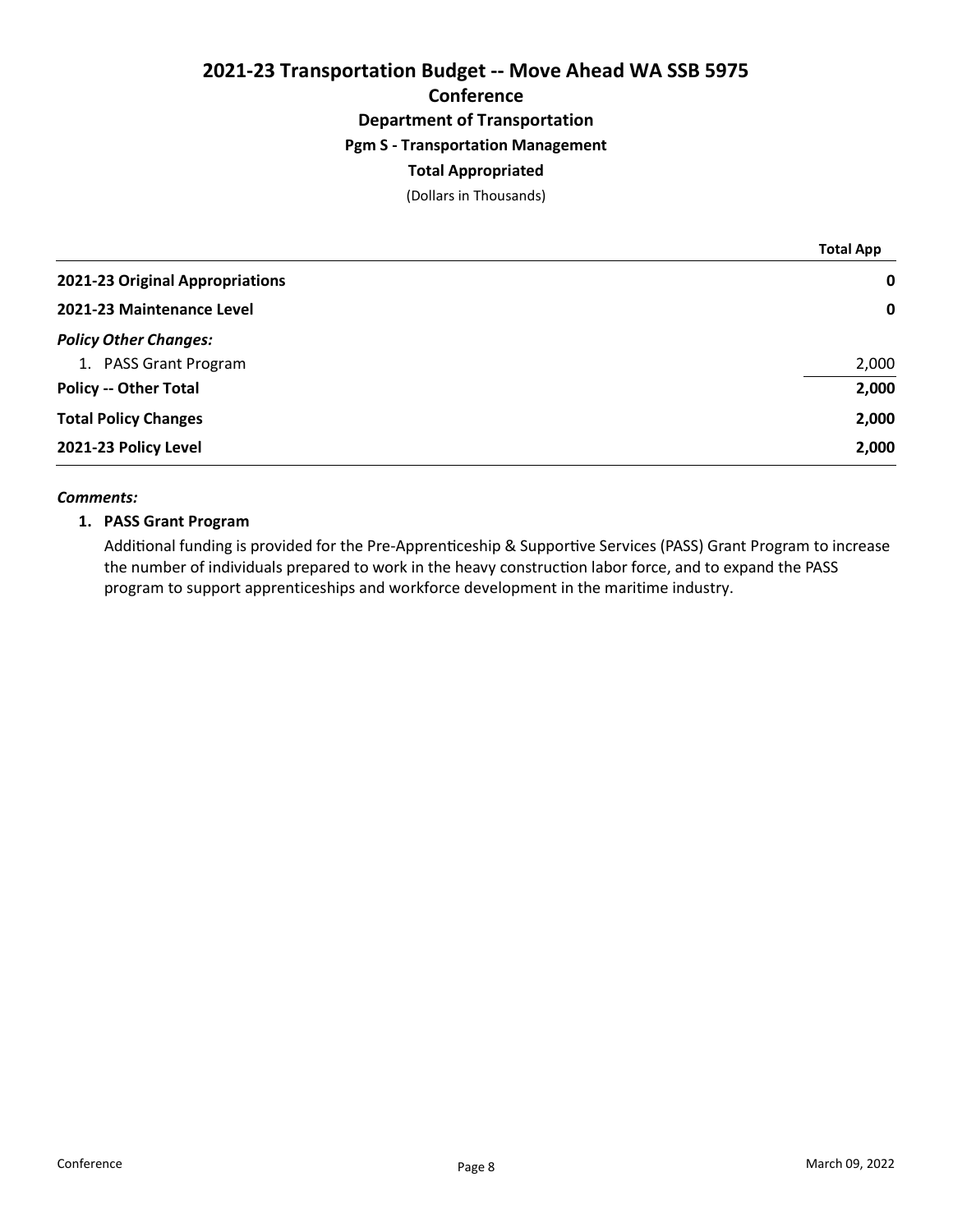# 2021-23 Transportation Budget -- Move Ahead WA SSB 5975

## Conference

### Department of Transportation

### Pgm S - Transportation Management

### Total Appropriated

(Dollars in Thousands)

| | Total App |
|---|---|
| **2021-23 Original Appropriations** | **0** |
| **2021-23 Maintenance Level** | **0** |
| ***Policy Other Changes:*** | |
| 1. PASS Grant Program | 2,000 |
| **Policy -- Other Total** | **2,000** |
| **Total Policy Changes** | **2,000** |
| **2021-23 Policy Level** | **2,000** |

***Comments:***

**1. PASS Grant Program**

Additional funding is provided for the Pre-Apprenticeship & Supportive Services (PASS) Grant Program to increase the number of individuals prepared to work in the heavy construction labor force, and to expand the PASS program to support apprenticeships and workforce development in the maritime industry.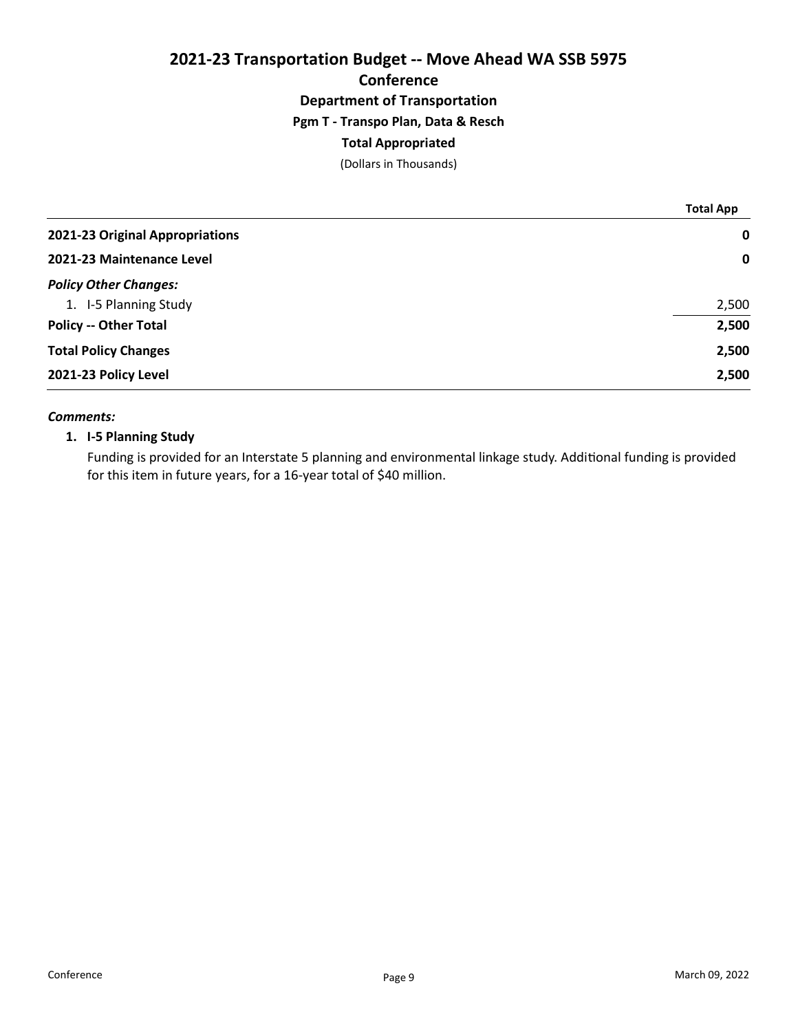# 2021-23 Transportation Budget -- Move Ahead WA SSB 5975

## Conference

### Department of Transportation

### Pgm T - Transpo Plan, Data & Resch

### Total Appropriated

(Dollars in Thousands)

| | Total App |
|---|---|
| **2021-23 Original Appropriations** | **0** |
| **2021-23 Maintenance Level** | **0** |
| ***Policy Other Changes:*** | |
| 1. I-5 Planning Study | 2,500 |
| **Policy -- Other Total** | **2,500** |
| **Total Policy Changes** | **2,500** |
| **2021-23 Policy Level** | **2,500** |

***Comments:***

**1. I-5 Planning Study**

Funding is provided for an Interstate 5 planning and environmental linkage study. Additional funding is provided for this item in future years, for a 16-year total of $40 million.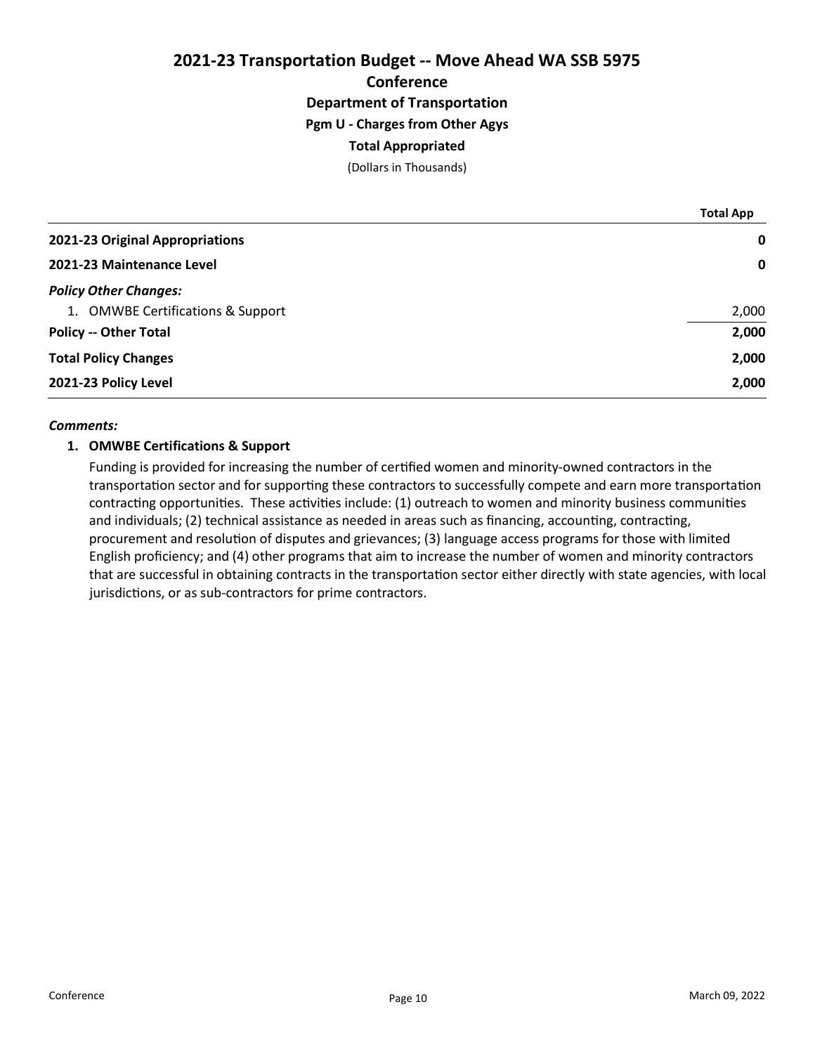# 2021-23 Transportation Budget -- Move Ahead WA SSB 5975

## Conference

### Department of Transportation

### Pgm U - Charges from Other Agys

### Total Appropriated

(Dollars in Thousands)

| | Total App |
|---|---|
| **2021-23 Original Appropriations** | **0** |
| **2021-23 Maintenance Level** | **0** |
| ***Policy Other Changes:*** | |
| 1. OMWBE Certifications & Support | 2,000 |
| **Policy -- Other Total** | **2,000** |
| **Total Policy Changes** | **2,000** |
| **2021-23 Policy Level** | **2,000** |

***Comments:***

**1. OMWBE Certifications & Support**

Funding is provided for increasing the number of certified women and minority-owned contractors in the transportation sector and for supporting these contractors to successfully compete and earn more transportation contracting opportunities. These activities include: (1) outreach to women and minority business communities and individuals; (2) technical assistance as needed in areas such as financing, accounting, contracting, procurement and resolution of disputes and grievances; (3) language access programs for those with limited English proficiency; and (4) other programs that aim to increase the number of women and minority contractors that are successful in obtaining contracts in the transportation sector either directly with state agencies, with local jurisdictions, or as sub-contractors for prime contractors.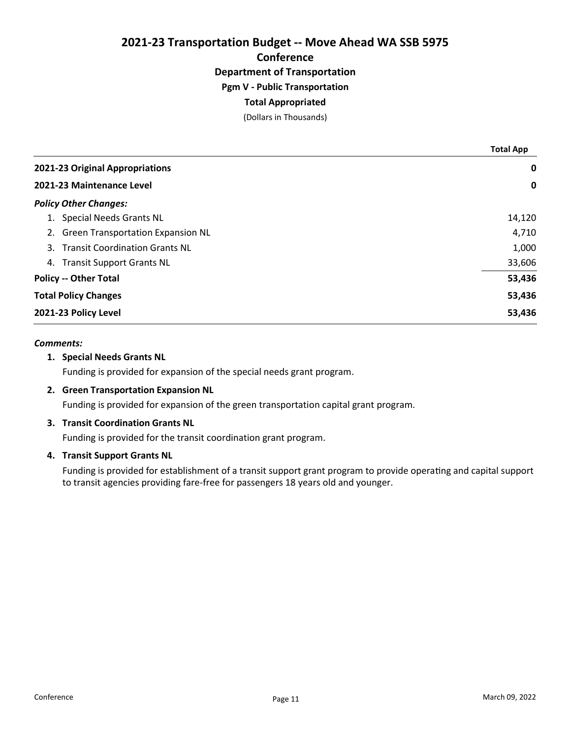# 2021-23 Transportation Budget -- Move Ahead WA SSB 5975

## Conference

### Department of Transportation

### Pgm V - Public Transportation

### Total Appropriated

(Dollars in Thousands)

| | Total App |
|---|---|
| **2021-23 Original Appropriations** | **0** |
| **2021-23 Maintenance Level** | **0** |
| ***Policy Other Changes:*** | |
| 1. Special Needs Grants NL | 14,120 |
| 2. Green Transportation Expansion NL | 4,710 |
| 3. Transit Coordination Grants NL | 1,000 |
| 4. Transit Support Grants NL | 33,606 |
| **Policy -- Other Total** | **53,436** |
| **Total Policy Changes** | **53,436** |
| **2021-23 Policy Level** | **53,436** |

***Comments:***

**1. Special Needs Grants NL**

Funding is provided for expansion of the special needs grant program.

**2. Green Transportation Expansion NL**

Funding is provided for expansion of the green transportation capital grant program.

**3. Transit Coordination Grants NL**

Funding is provided for the transit coordination grant program.

**4. Transit Support Grants NL**

Funding is provided for establishment of a transit support grant program to provide operating and capital support to transit agencies providing fare-free for passengers 18 years old and younger.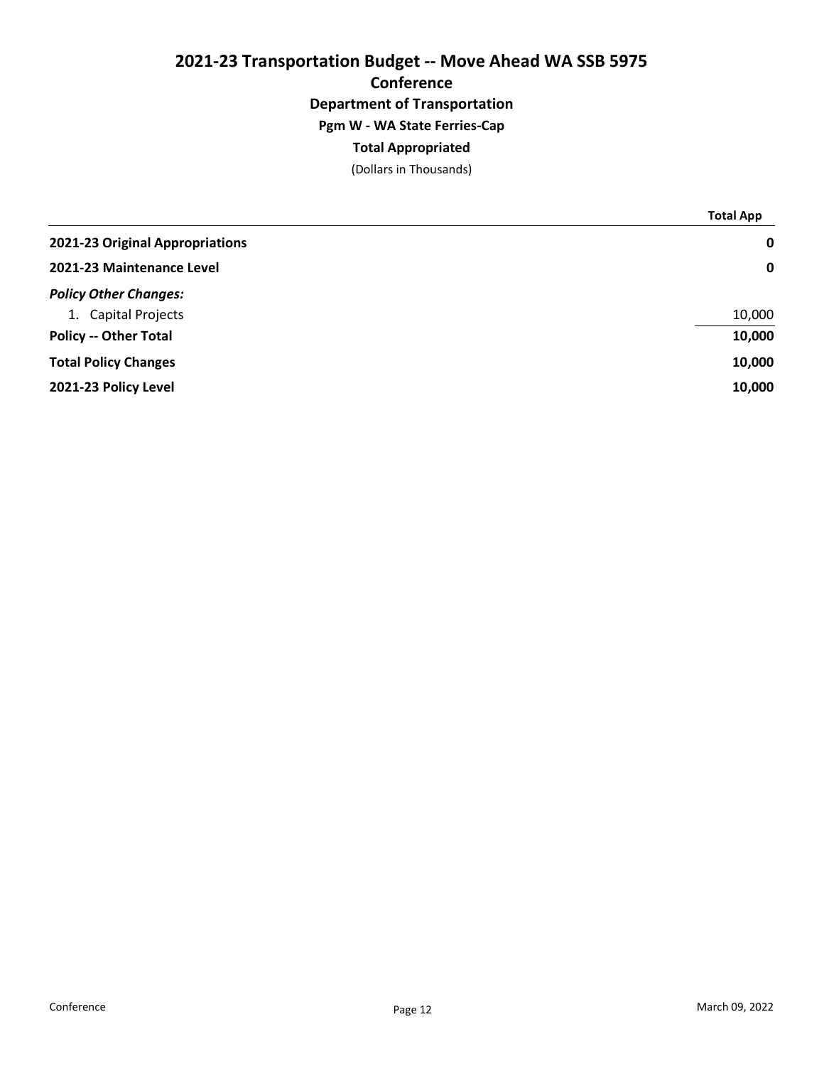# 2021-23 Transportation Budget -- Move Ahead WA SSB 5975

## Conference

### Department of Transportation

### Pgm W - WA State Ferries-Cap

### Total Appropriated

(Dollars in Thousands)

| | Total App |
|---|---|
| **2021-23 Original Appropriations** | **0** |
| **2021-23 Maintenance Level** | **0** |
| ***Policy Other Changes:*** | |
| 1. Capital Projects | 10,000 |
| **Policy -- Other Total** | **10,000** |
| **Total Policy Changes** | **10,000** |
| **2021-23 Policy Level** | **10,000** |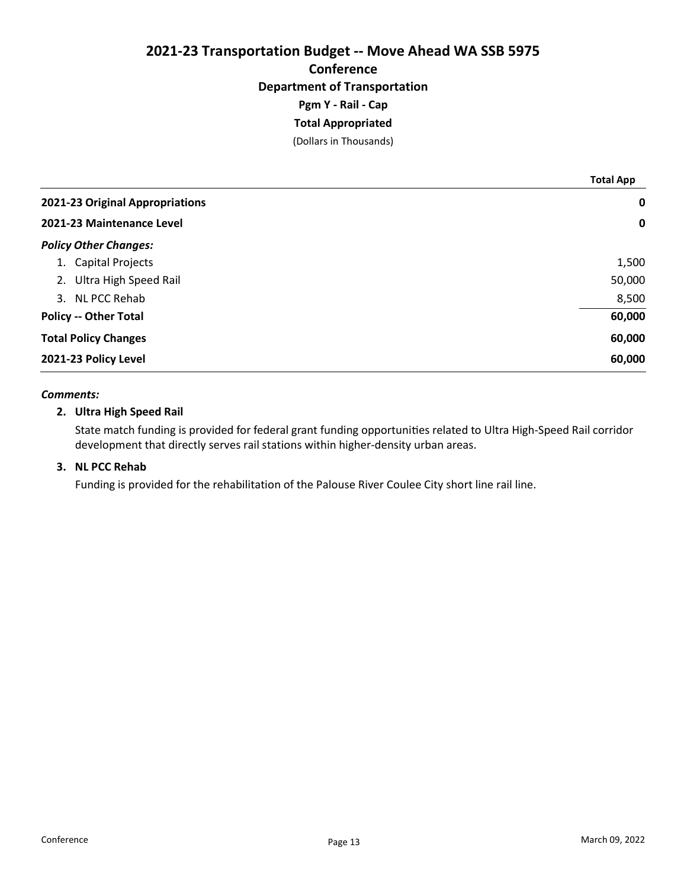# 2021-23 Transportation Budget -- Move Ahead WA SSB 5975

## Conference

### Department of Transportation

### Pgm Y - Rail - Cap

### Total Appropriated

(Dollars in Thousands)

| | Total App |
|---|---|
| **2021-23 Original Appropriations** | **0** |
| **2021-23 Maintenance Level** | **0** |
| ***Policy Other Changes:*** | |
| 1. Capital Projects | 1,500 |
| 2. Ultra High Speed Rail | 50,000 |
| 3. NL PCC Rehab | 8,500 |
| **Policy -- Other Total** | **60,000** |
| **Total Policy Changes** | **60,000** |
| **2021-23 Policy Level** | **60,000** |

***Comments:***

**2. Ultra High Speed Rail**

State match funding is provided for federal grant funding opportunities related to Ultra High-Speed Rail corridor development that directly serves rail stations within higher-density urban areas.

**3. NL PCC Rehab**

Funding is provided for the rehabilitation of the Palouse River Coulee City short line rail line.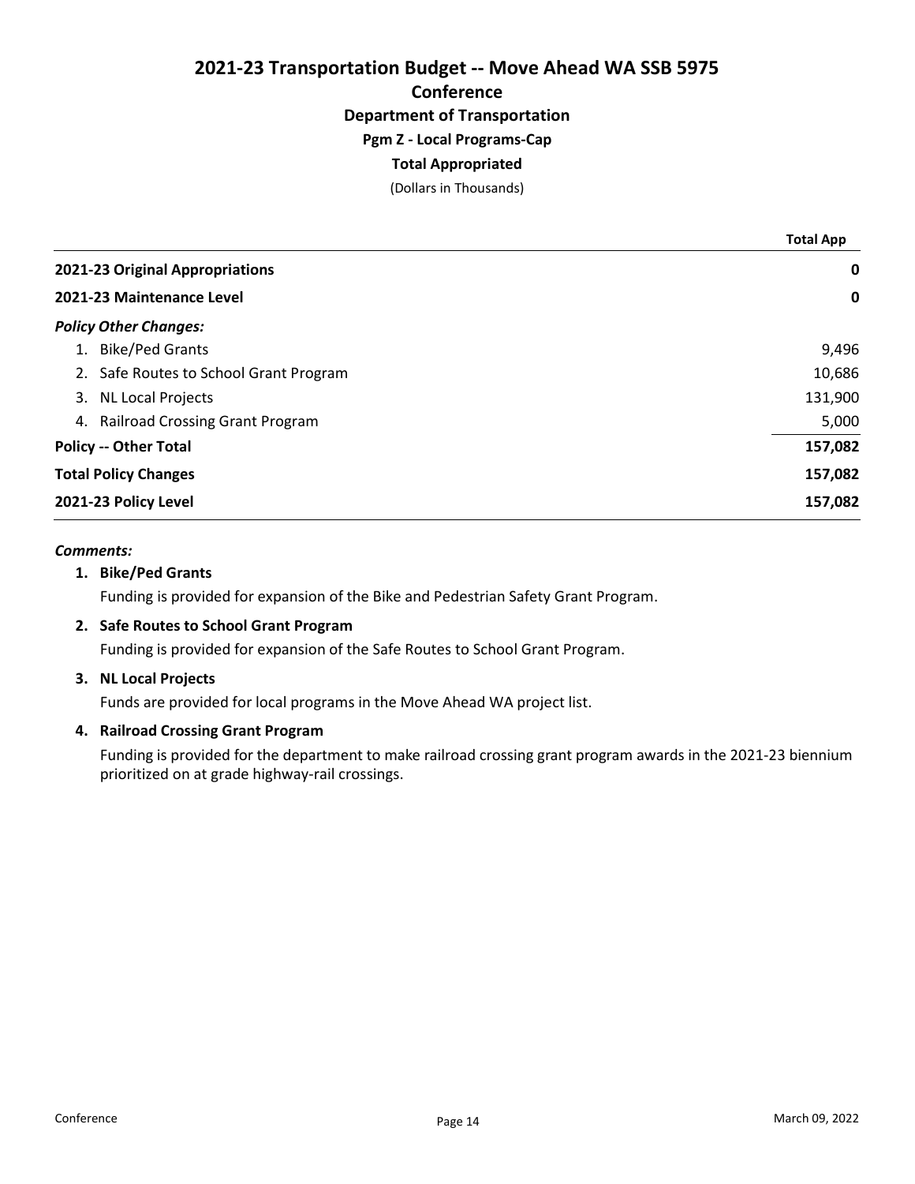# 2021-23 Transportation Budget -- Move Ahead WA SSB 5975

## Conference

### Department of Transportation

### Pgm Z - Local Programs-Cap

### Total Appropriated

(Dollars in Thousands)

| | Total App |
|---|---|
| **2021-23 Original Appropriations** | **0** |
| **2021-23 Maintenance Level** | **0** |
| ***Policy Other Changes:*** | |
| 1. Bike/Ped Grants | 9,496 |
| 2. Safe Routes to School Grant Program | 10,686 |
| 3. NL Local Projects | 131,900 |
| 4. Railroad Crossing Grant Program | 5,000 |
| **Policy -- Other Total** | **157,082** |
| **Total Policy Changes** | **157,082** |
| **2021-23 Policy Level** | **157,082** |

***Comments:***

1. **Bike/Ped Grants**

   Funding is provided for expansion of the Bike and Pedestrian Safety Grant Program.

2. **Safe Routes to School Grant Program**

   Funding is provided for expansion of the Safe Routes to School Grant Program.

3. **NL Local Projects**

   Funds are provided for local programs in the Move Ahead WA project list.

4. **Railroad Crossing Grant Program**

   Funding is provided for the department to make railroad crossing grant program awards in the 2021-23 biennium prioritized on at grade highway-rail crossings.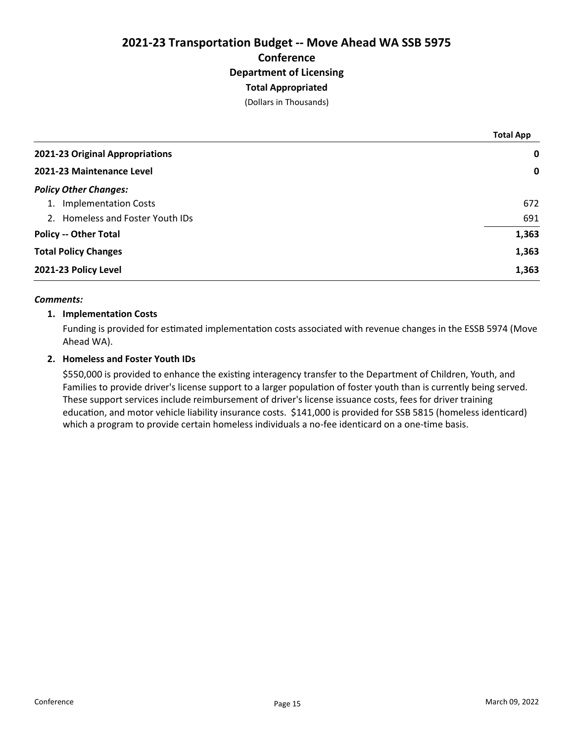# 2021-23 Transportation Budget -- Move Ahead WA SSB 5975

## Conference

### Department of Licensing

**Total Appropriated**

(Dollars in Thousands)

| | Total App |
|---|---|
| **2021-23 Original Appropriations** | **0** |
| **2021-23 Maintenance Level** | **0** |
| ***Policy Other Changes:*** | |
| 1. Implementation Costs | 672 |
| 2. Homeless and Foster Youth IDs | 691 |
| **Policy -- Other Total** | **1,363** |
| **Total Policy Changes** | **1,363** |
| **2021-23 Policy Level** | **1,363** |

***Comments:***

1. **Implementation Costs**

   Funding is provided for estimated implementation costs associated with revenue changes in the ESSB 5974 (Move Ahead WA).

2. **Homeless and Foster Youth IDs**

   $550,000 is provided to enhance the existing interagency transfer to the Department of Children, Youth, and Families to provide driver's license support to a larger population of foster youth than is currently being served. These support services include reimbursement of driver's license issuance costs, fees for driver training education, and motor vehicle liability insurance costs. $141,000 is provided for SSB 5815 (homeless identicard) which a program to provide certain homeless individuals a no-fee identicard on a one-time basis.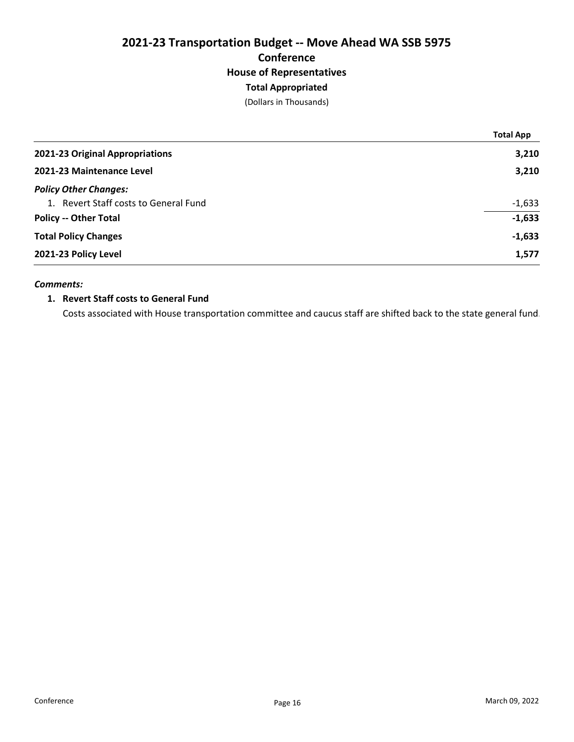# 2021-23 Transportation Budget -- Move Ahead WA SSB 5975

## Conference

### House of Representatives

**Total Appropriated**

(Dollars in Thousands)

| | Total App |
|---|---|
| **2021-23 Original Appropriations** | **3,210** |
| **2021-23 Maintenance Level** | **3,210** |
| ***Policy Other Changes:*** | |
| 1. Revert Staff costs to General Fund | -1,633 |
| **Policy -- Other Total** | **-1,633** |
| **Total Policy Changes** | **-1,633** |
| **2021-23 Policy Level** | **1,577** |

***Comments:***

1. **Revert Staff costs to General Fund**

   Costs associated with House transportation committee and caucus staff are shifted back to the state general fund.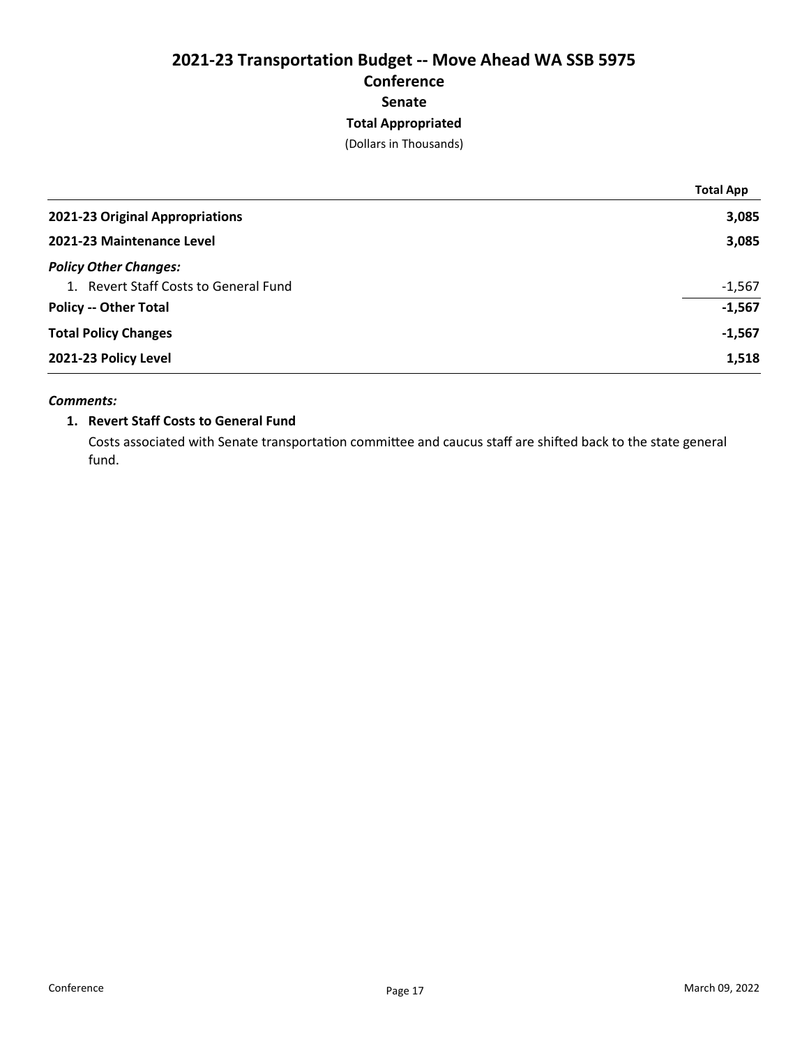# 2021-23 Transportation Budget -- Move Ahead WA SSB 5975

## Conference

### Senate

### Total Appropriated

(Dollars in Thousands)

| | Total App |
|---|---|
| **2021-23 Original Appropriations** | **3,085** |
| **2021-23 Maintenance Level** | **3,085** |
| ***Policy Other Changes:*** | |
| 1. Revert Staff Costs to General Fund | -1,567 |
| **Policy -- Other Total** | **-1,567** |
| **Total Policy Changes** | **-1,567** |
| **2021-23 Policy Level** | **1,518** |

***Comments:***

1. **Revert Staff Costs to General Fund**

   Costs associated with Senate transportation committee and caucus staff are shifted back to the state general fund.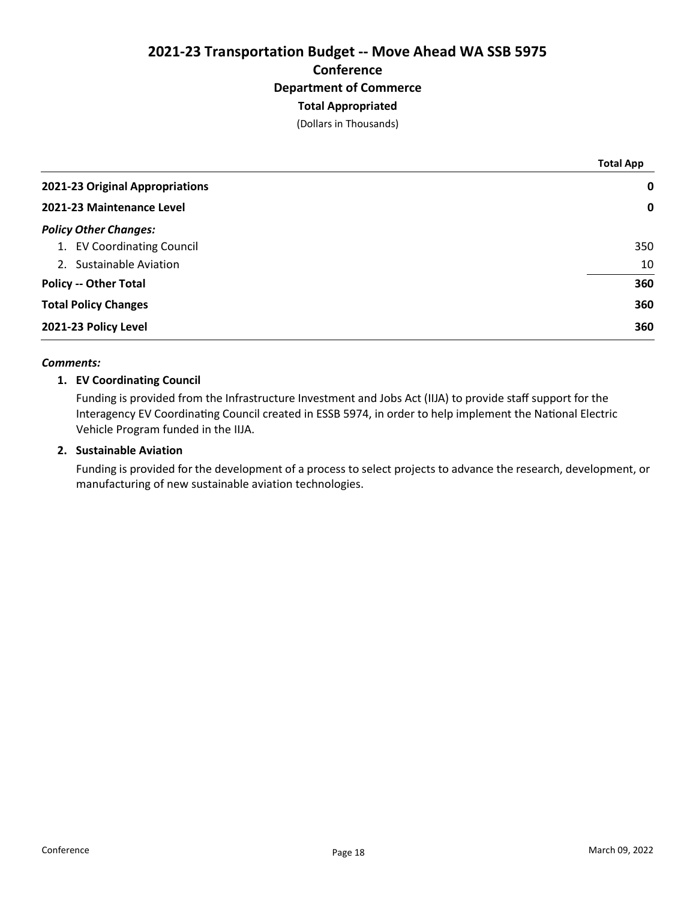# 2021-23 Transportation Budget -- Move Ahead WA SSB 5975

## Conference

## Department of Commerce

### Total Appropriated

(Dollars in Thousands)

| | Total App |
|---|---|
| **2021-23 Original Appropriations** | **0** |
| **2021-23 Maintenance Level** | **0** |
| ***Policy Other Changes:*** | |
| 1. EV Coordinating Council | 350 |
| 2. Sustainable Aviation | 10 |
| **Policy -- Other Total** | **360** |
| **Total Policy Changes** | **360** |
| **2021-23 Policy Level** | **360** |

***Comments:***

**1. EV Coordinating Council**

Funding is provided from the Infrastructure Investment and Jobs Act (IIJA) to provide staff support for the Interagency EV Coordinating Council created in ESSB 5974, in order to help implement the National Electric Vehicle Program funded in the IIJA.

**2. Sustainable Aviation**

Funding is provided for the development of a process to select projects to advance the research, development, or manufacturing of new sustainable aviation technologies.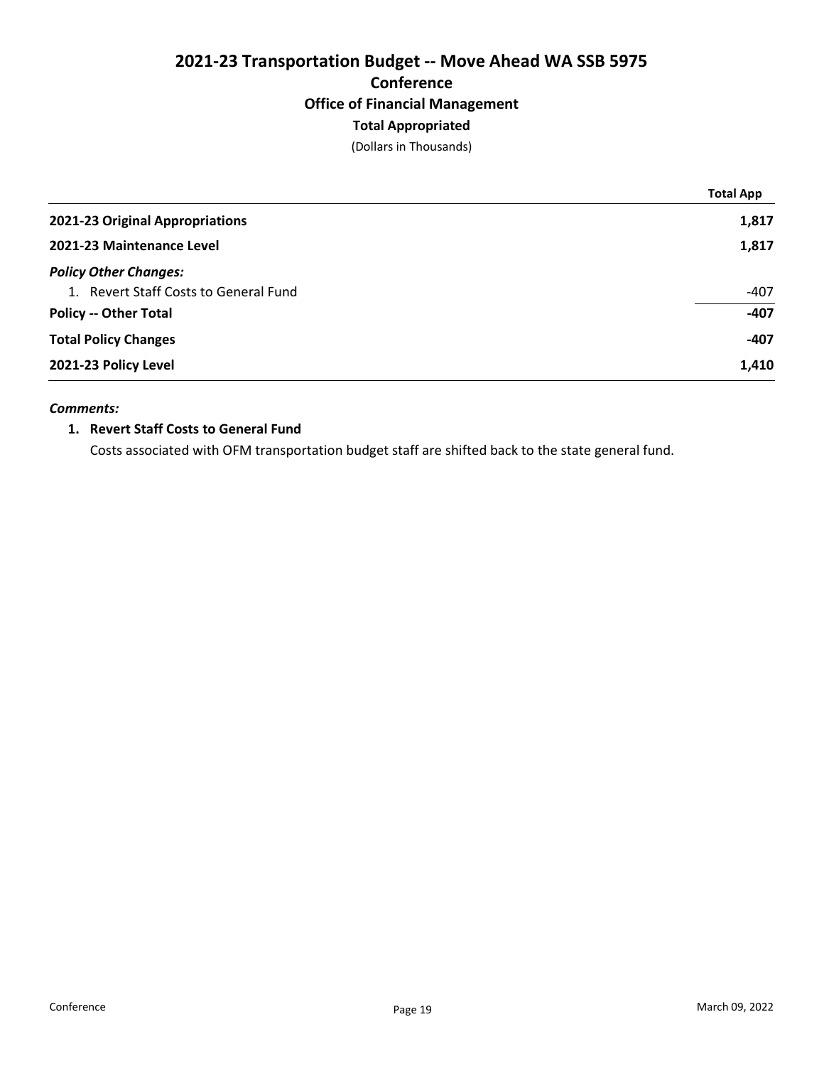# 2021-23 Transportation Budget -- Move Ahead WA SSB 5975

## Conference

### Office of Financial Management

**Total Appropriated**

(Dollars in Thousands)

| | Total App |
|---|---|
| **2021-23 Original Appropriations** | **1,817** |
| **2021-23 Maintenance Level** | **1,817** |
| ***Policy Other Changes:*** | |
| 1. Revert Staff Costs to General Fund | -407 |
| **Policy -- Other Total** | **-407** |
| **Total Policy Changes** | **-407** |
| **2021-23 Policy Level** | **1,410** |

***Comments:***

1. **Revert Staff Costs to General Fund**

   Costs associated with OFM transportation budget staff are shifted back to the state general fund.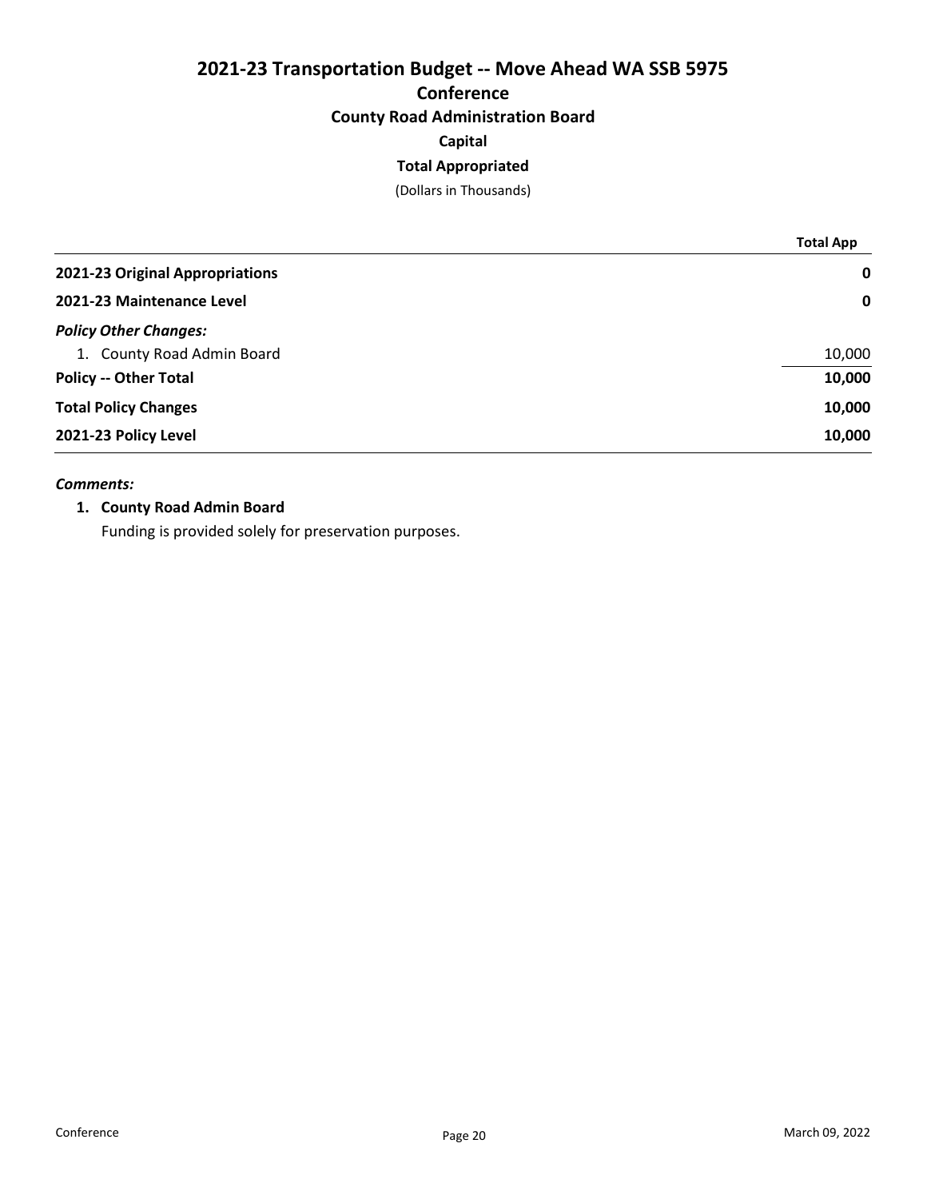# 2021-23 Transportation Budget -- Move Ahead WA SSB 5975

## Conference

## County Road Administration Board

### Capital

### Total Appropriated

(Dollars in Thousands)

| | Total App |
|---|---|
| **2021-23 Original Appropriations** | **0** |
| **2021-23 Maintenance Level** | **0** |
| ***Policy Other Changes:*** | |
| 1. County Road Admin Board | 10,000 |
| **Policy -- Other Total** | **10,000** |
| **Total Policy Changes** | **10,000** |
| **2021-23 Policy Level** | **10,000** |

***Comments:***

**1. County Road Admin Board**

Funding is provided solely for preservation purposes.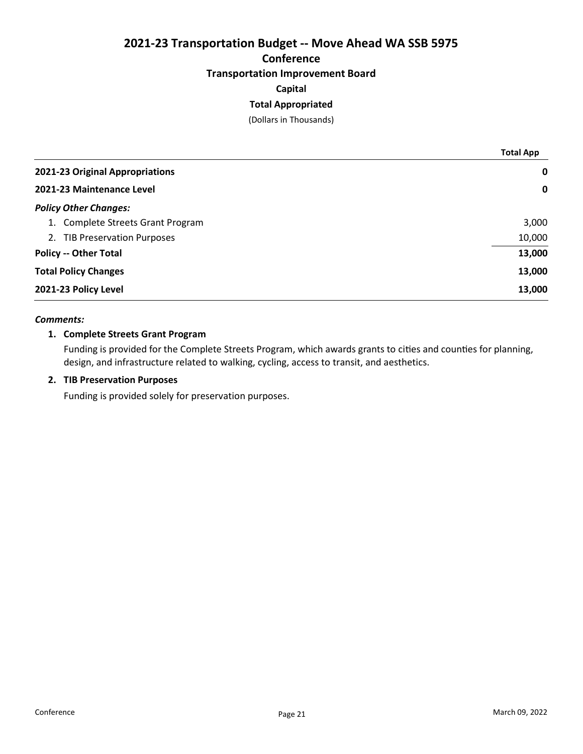# 2021-23 Transportation Budget -- Move Ahead WA SSB 5975

## Conference

### Transportation Improvement Board

### Capital

### Total Appropriated

(Dollars in Thousands)

| | Total App |
|---|---|
| **2021-23 Original Appropriations** | **0** |
| **2021-23 Maintenance Level** | **0** |
| ***Policy Other Changes:*** | |
| 1. Complete Streets Grant Program | 3,000 |
| 2. TIB Preservation Purposes | 10,000 |
| **Policy -- Other Total** | **13,000** |
| **Total Policy Changes** | **13,000** |
| **2021-23 Policy Level** | **13,000** |

***Comments:***

1. **Complete Streets Grant Program**

   Funding is provided for the Complete Streets Program, which awards grants to cities and counties for planning, design, and infrastructure related to walking, cycling, access to transit, and aesthetics.

2. **TIB Preservation Purposes**

   Funding is provided solely for preservation purposes.